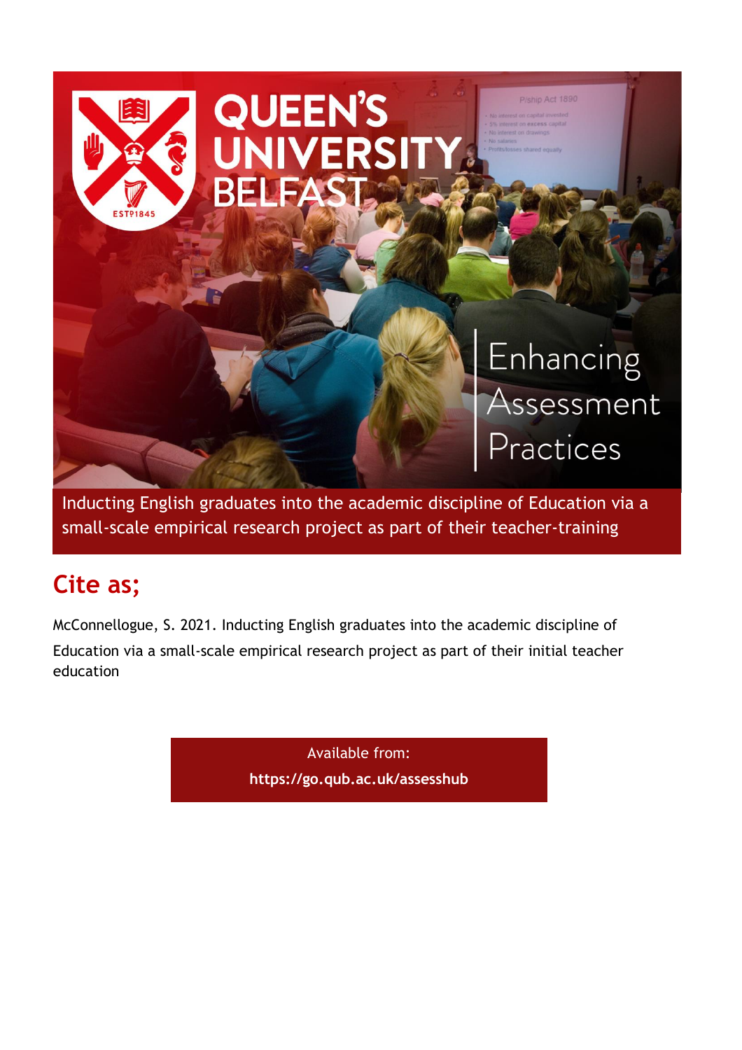# QUEEN'S UNIVERSITY BELFAST

Enhancing Assessment Practices

Inducting English graduates into the academic discipline of Education via a small-scale empirical research project as part of their teacher-training

## Cite as;

McConnellogue, S. 2021. Inducting English graduates into the academic discipline of Education via a small-scale empirical research project as part of their initial teacher education

Available from:
**https://go.qub.ac.uk/assesshub**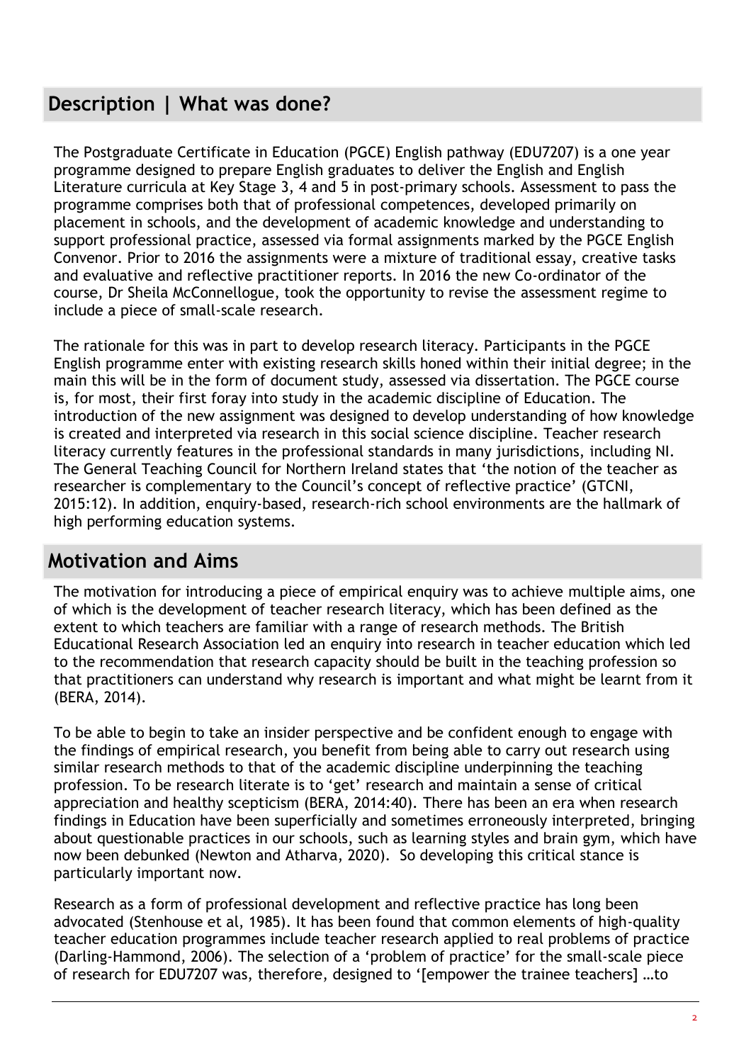## Description | What was done?

The Postgraduate Certificate in Education (PGCE) English pathway (EDU7207) is a one year programme designed to prepare English graduates to deliver the English and English Literature curricula at Key Stage 3, 4 and 5 in post-primary schools. Assessment to pass the programme comprises both that of professional competences, developed primarily on placement in schools, and the development of academic knowledge and understanding to support professional practice, assessed via formal assignments marked by the PGCE English Convenor. Prior to 2016 the assignments were a mixture of traditional essay, creative tasks and evaluative and reflective practitioner reports. In 2016 the new Co-ordinator of the course, Dr Sheila McConnellogue, took the opportunity to revise the assessment regime to include a piece of small-scale research.

The rationale for this was in part to develop research literacy. Participants in the PGCE English programme enter with existing research skills honed within their initial degree; in the main this will be in the form of document study, assessed via dissertation. The PGCE course is, for most, their first foray into study in the academic discipline of Education. The introduction of the new assignment was designed to develop understanding of how knowledge is created and interpreted via research in this social science discipline. Teacher research literacy currently features in the professional standards in many jurisdictions, including NI. The General Teaching Council for Northern Ireland states that 'the notion of the teacher as researcher is complementary to the Council's concept of reflective practice' (GTCNI, 2015:12). In addition, enquiry-based, research-rich school environments are the hallmark of high performing education systems.

## Motivation and Aims

The motivation for introducing a piece of empirical enquiry was to achieve multiple aims, one of which is the development of teacher research literacy, which has been defined as the extent to which teachers are familiar with a range of research methods. The British Educational Research Association led an enquiry into research in teacher education which led to the recommendation that research capacity should be built in the teaching profession so that practitioners can understand why research is important and what might be learnt from it (BERA, 2014).

To be able to begin to take an insider perspective and be confident enough to engage with the findings of empirical research, you benefit from being able to carry out research using similar research methods to that of the academic discipline underpinning the teaching profession. To be research literate is to 'get' research and maintain a sense of critical appreciation and healthy scepticism (BERA, 2014:40). There has been an era when research findings in Education have been superficially and sometimes erroneously interpreted, bringing about questionable practices in our schools, such as learning styles and brain gym, which have now been debunked (Newton and Atharva, 2020). So developing this critical stance is particularly important now.

Research as a form of professional development and reflective practice has long been advocated (Stenhouse et al, 1985). It has been found that common elements of high-quality teacher education programmes include teacher research applied to real problems of practice (Darling-Hammond, 2006). The selection of a 'problem of practice' for the small-scale piece of research for EDU7207 was, therefore, designed to '[empower the trainee teachers] …to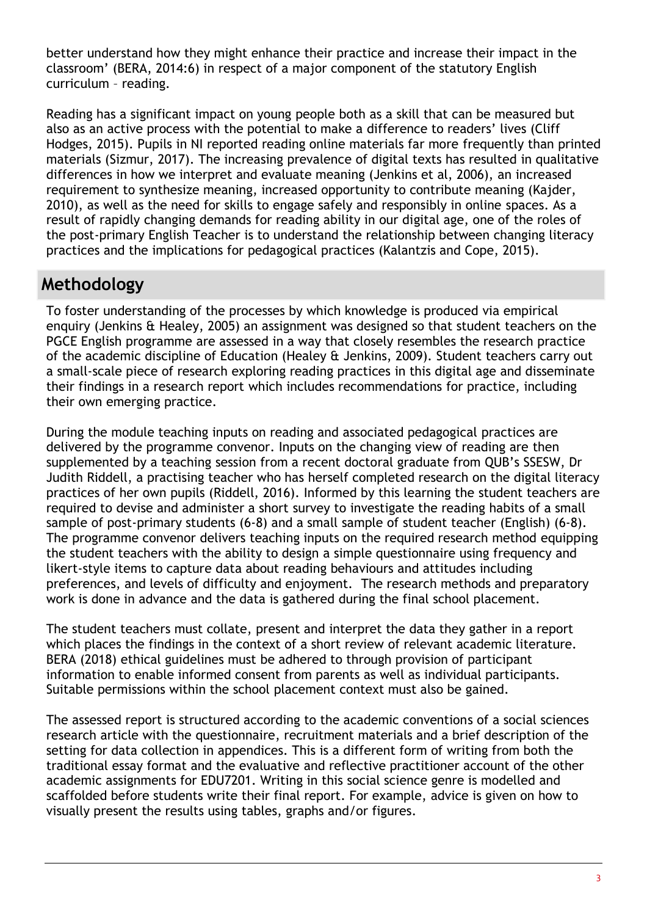better understand how they might enhance their practice and increase their impact in the classroom' (BERA, 2014:6) in respect of a major component of the statutory English curriculum – reading.

Reading has a significant impact on young people both as a skill that can be measured but also as an active process with the potential to make a difference to readers' lives (Cliff Hodges, 2015). Pupils in NI reported reading online materials far more frequently than printed materials (Sizmur, 2017). The increasing prevalence of digital texts has resulted in qualitative differences in how we interpret and evaluate meaning (Jenkins et al, 2006), an increased requirement to synthesize meaning, increased opportunity to contribute meaning (Kajder, 2010), as well as the need for skills to engage safely and responsibly in online spaces. As a result of rapidly changing demands for reading ability in our digital age, one of the roles of the post-primary English Teacher is to understand the relationship between changing literacy practices and the implications for pedagogical practices (Kalantzis and Cope, 2015).

## Methodology

To foster understanding of the processes by which knowledge is produced via empirical enquiry (Jenkins & Healey, 2005) an assignment was designed so that student teachers on the PGCE English programme are assessed in a way that closely resembles the research practice of the academic discipline of Education (Healey & Jenkins, 2009). Student teachers carry out a small-scale piece of research exploring reading practices in this digital age and disseminate their findings in a research report which includes recommendations for practice, including their own emerging practice.

During the module teaching inputs on reading and associated pedagogical practices are delivered by the programme convenor. Inputs on the changing view of reading are then supplemented by a teaching session from a recent doctoral graduate from QUB's SSESW, Dr Judith Riddell, a practising teacher who has herself completed research on the digital literacy practices of her own pupils (Riddell, 2016). Informed by this learning the student teachers are required to devise and administer a short survey to investigate the reading habits of a small sample of post-primary students (6-8) and a small sample of student teacher (English) (6-8). The programme convenor delivers teaching inputs on the required research method equipping the student teachers with the ability to design a simple questionnaire using frequency and likert-style items to capture data about reading behaviours and attitudes including preferences, and levels of difficulty and enjoyment. The research methods and preparatory work is done in advance and the data is gathered during the final school placement.

The student teachers must collate, present and interpret the data they gather in a report which places the findings in the context of a short review of relevant academic literature. BERA (2018) ethical guidelines must be adhered to through provision of participant information to enable informed consent from parents as well as individual participants. Suitable permissions within the school placement context must also be gained.

The assessed report is structured according to the academic conventions of a social sciences research article with the questionnaire, recruitment materials and a brief description of the setting for data collection in appendices. This is a different form of writing from both the traditional essay format and the evaluative and reflective practitioner account of the other academic assignments for EDU7201. Writing in this social science genre is modelled and scaffolded before students write their final report. For example, advice is given on how to visually present the results using tables, graphs and/or figures.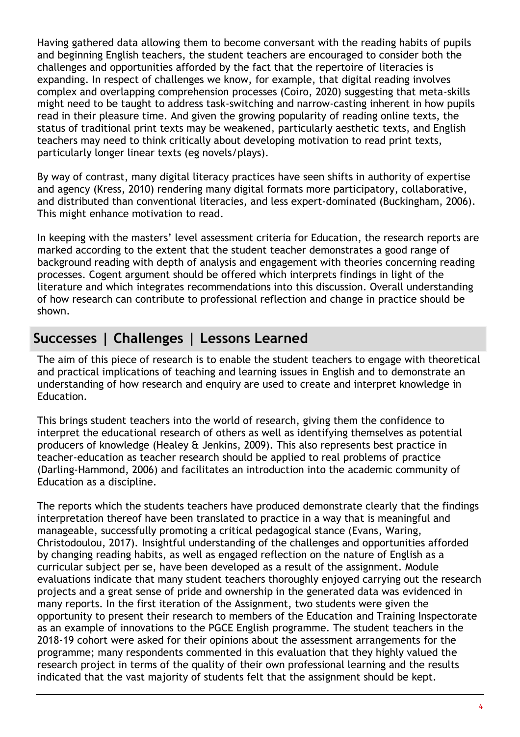Having gathered data allowing them to become conversant with the reading habits of pupils and beginning English teachers, the student teachers are encouraged to consider both the challenges and opportunities afforded by the fact that the repertoire of literacies is expanding. In respect of challenges we know, for example, that digital reading involves complex and overlapping comprehension processes (Coiro, 2020) suggesting that meta-skills might need to be taught to address task-switching and narrow-casting inherent in how pupils read in their pleasure time. And given the growing popularity of reading online texts, the status of traditional print texts may be weakened, particularly aesthetic texts, and English teachers may need to think critically about developing motivation to read print texts, particularly longer linear texts (eg novels/plays).

By way of contrast, many digital literacy practices have seen shifts in authority of expertise and agency (Kress, 2010) rendering many digital formats more participatory, collaborative, and distributed than conventional literacies, and less expert-dominated (Buckingham, 2006). This might enhance motivation to read.

In keeping with the masters' level assessment criteria for Education, the research reports are marked according to the extent that the student teacher demonstrates a good range of background reading with depth of analysis and engagement with theories concerning reading processes. Cogent argument should be offered which interprets findings in light of the literature and which integrates recommendations into this discussion. Overall understanding of how research can contribute to professional reflection and change in practice should be shown.

## Successes | Challenges | Lessons Learned

The aim of this piece of research is to enable the student teachers to engage with theoretical and practical implications of teaching and learning issues in English and to demonstrate an understanding of how research and enquiry are used to create and interpret knowledge in Education.

This brings student teachers into the world of research, giving them the confidence to interpret the educational research of others as well as identifying themselves as potential producers of knowledge (Healey & Jenkins, 2009). This also represents best practice in teacher-education as teacher research should be applied to real problems of practice (Darling-Hammond, 2006) and facilitates an introduction into the academic community of Education as a discipline.

The reports which the students teachers have produced demonstrate clearly that the findings interpretation thereof have been translated to practice in a way that is meaningful and manageable, successfully promoting a critical pedagogical stance (Evans, Waring, Christodoulou, 2017). Insightful understanding of the challenges and opportunities afforded by changing reading habits, as well as engaged reflection on the nature of English as a curricular subject per se, have been developed as a result of the assignment. Module evaluations indicate that many student teachers thoroughly enjoyed carrying out the research projects and a great sense of pride and ownership in the generated data was evidenced in many reports. In the first iteration of the Assignment, two students were given the opportunity to present their research to members of the Education and Training Inspectorate as an example of innovations to the PGCE English programme. The student teachers in the 2018-19 cohort were asked for their opinions about the assessment arrangements for the programme; many respondents commented in this evaluation that they highly valued the research project in terms of the quality of their own professional learning and the results indicated that the vast majority of students felt that the assignment should be kept.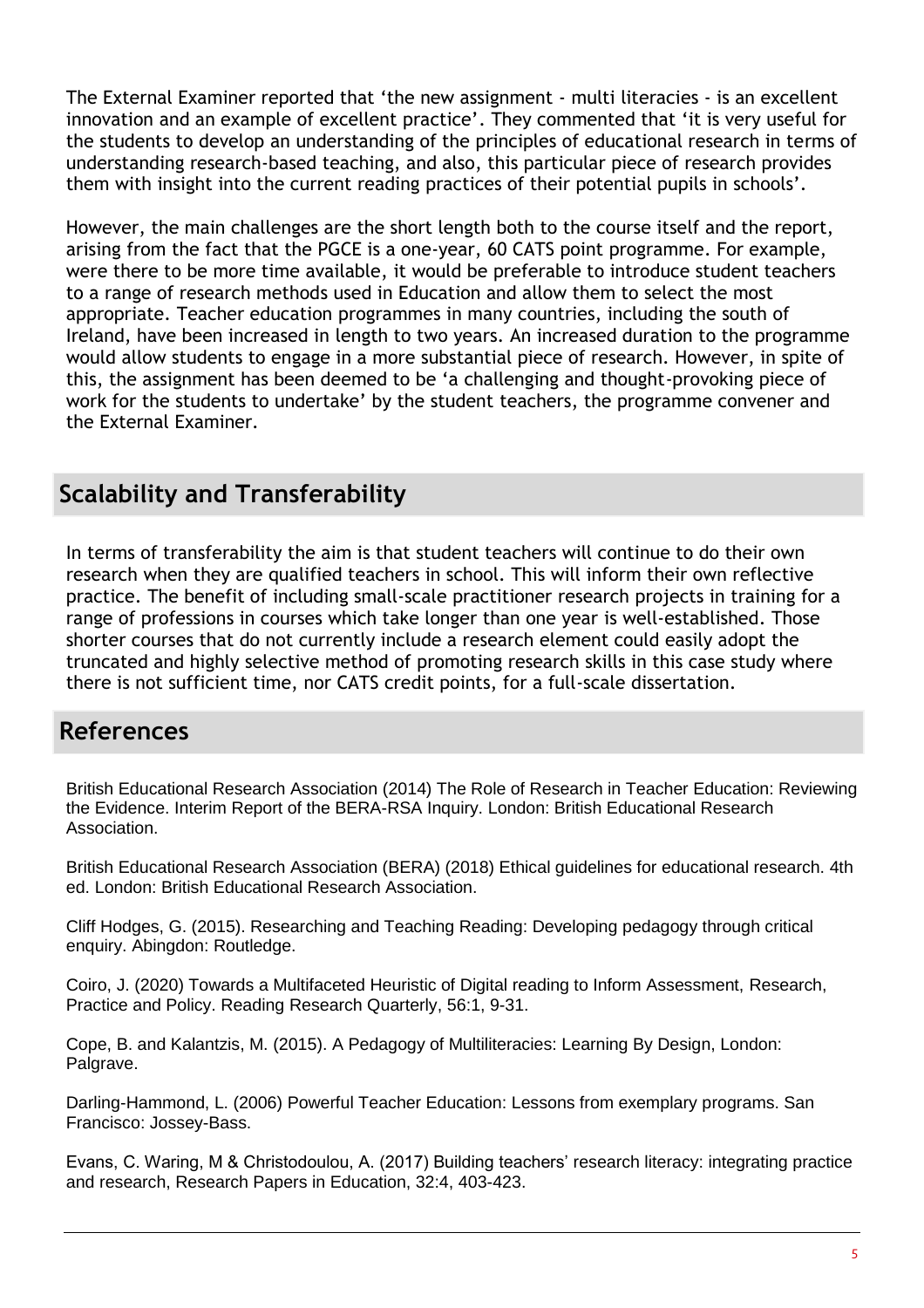The External Examiner reported that 'the new assignment - multi literacies - is an excellent innovation and an example of excellent practice'. They commented that 'it is very useful for the students to develop an understanding of the principles of educational research in terms of understanding research-based teaching, and also, this particular piece of research provides them with insight into the current reading practices of their potential pupils in schools'.

However, the main challenges are the short length both to the course itself and the report, arising from the fact that the PGCE is a one-year, 60 CATS point programme. For example, were there to be more time available, it would be preferable to introduce student teachers to a range of research methods used in Education and allow them to select the most appropriate. Teacher education programmes in many countries, including the south of Ireland, have been increased in length to two years. An increased duration to the programme would allow students to engage in a more substantial piece of research. However, in spite of this, the assignment has been deemed to be 'a challenging and thought-provoking piece of work for the students to undertake' by the student teachers, the programme convener and the External Examiner.

## Scalability and Transferability

In terms of transferability the aim is that student teachers will continue to do their own research when they are qualified teachers in school. This will inform their own reflective practice. The benefit of including small-scale practitioner research projects in training for a range of professions in courses which take longer than one year is well-established. Those shorter courses that do not currently include a research element could easily adopt the truncated and highly selective method of promoting research skills in this case study where there is not sufficient time, nor CATS credit points, for a full-scale dissertation.

## References

British Educational Research Association (2014) The Role of Research in Teacher Education: Reviewing the Evidence. Interim Report of the BERA-RSA Inquiry. London: British Educational Research Association.

British Educational Research Association (BERA) (2018) Ethical guidelines for educational research. 4th ed. London: British Educational Research Association.

Cliff Hodges, G. (2015). Researching and Teaching Reading: Developing pedagogy through critical enquiry. Abingdon: Routledge.

Coiro, J. (2020) Towards a Multifaceted Heuristic of Digital reading to Inform Assessment, Research, Practice and Policy. Reading Research Quarterly, 56:1, 9-31.

Cope, B. and Kalantzis, M. (2015). A Pedagogy of Multiliteracies: Learning By Design, London: Palgrave.

Darling-Hammond, L. (2006) Powerful Teacher Education: Lessons from exemplary programs. San Francisco: Jossey-Bass.

Evans, C. Waring, M & Christodoulou, A. (2017) Building teachers' research literacy: integrating practice and research, Research Papers in Education, 32:4, 403-423.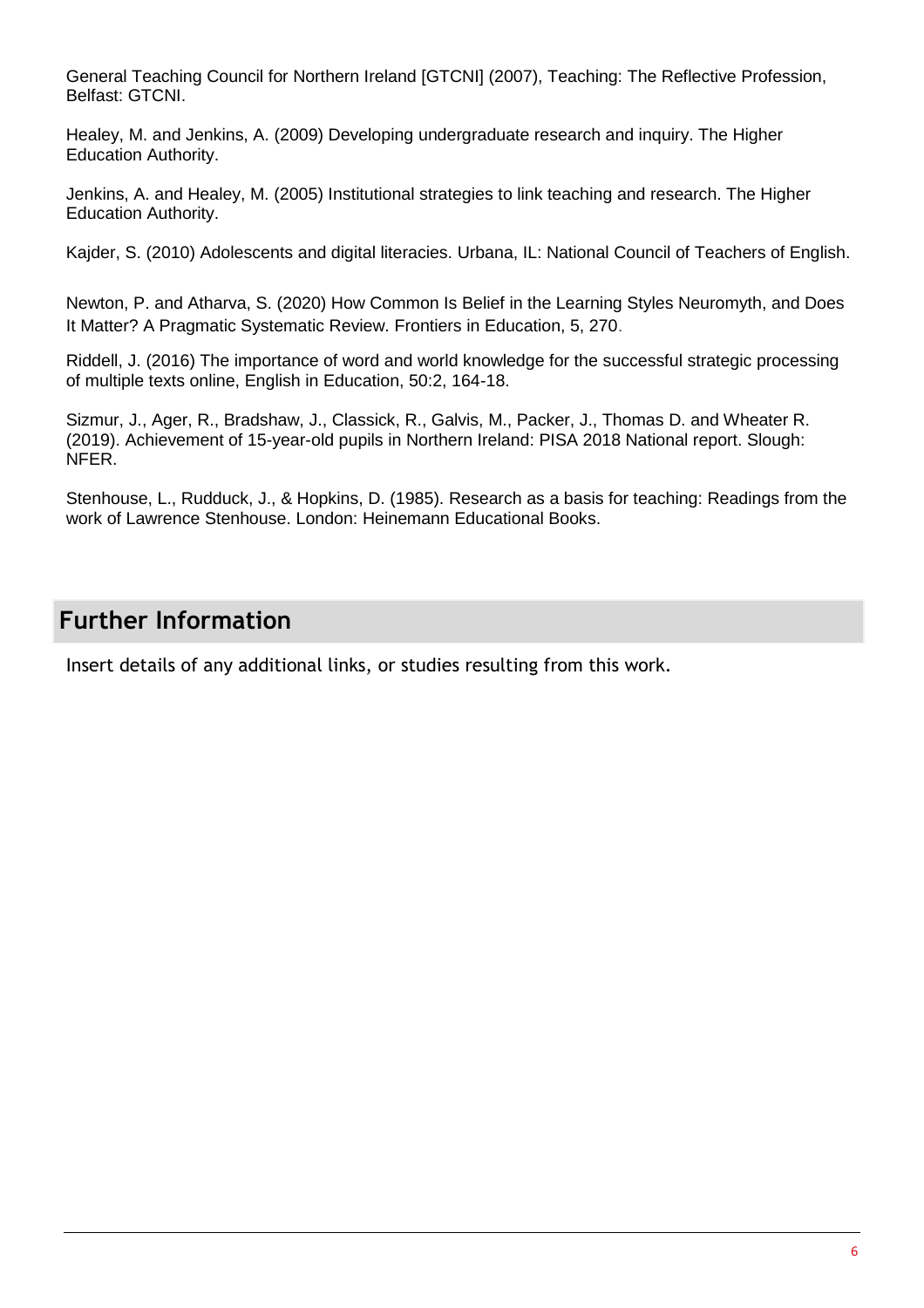General Teaching Council for Northern Ireland [GTCNI] (2007), Teaching: The Reflective Profession, Belfast: GTCNI.

Healey, M. and Jenkins, A. (2009) Developing undergraduate research and inquiry. The Higher Education Authority.

Jenkins, A. and Healey, M. (2005) Institutional strategies to link teaching and research. The Higher Education Authority.

Kajder, S. (2010) Adolescents and digital literacies. Urbana, IL: National Council of Teachers of English.

Newton, P. and Atharva, S. (2020) How Common Is Belief in the Learning Styles Neuromyth, and Does It Matter? A Pragmatic Systematic Review. Frontiers in Education, 5, 270.

Riddell, J. (2016) The importance of word and world knowledge for the successful strategic processing of multiple texts online, English in Education, 50:2, 164-18.

Sizmur, J., Ager, R., Bradshaw, J., Classick, R., Galvis, M., Packer, J., Thomas D. and Wheater R. (2019). Achievement of 15-year-old pupils in Northern Ireland: PISA 2018 National report. Slough: NFER.

Stenhouse, L., Rudduck, J., & Hopkins, D. (1985). Research as a basis for teaching: Readings from the work of Lawrence Stenhouse. London: Heinemann Educational Books.

## Further Information

Insert details of any additional links, or studies resulting from this work.